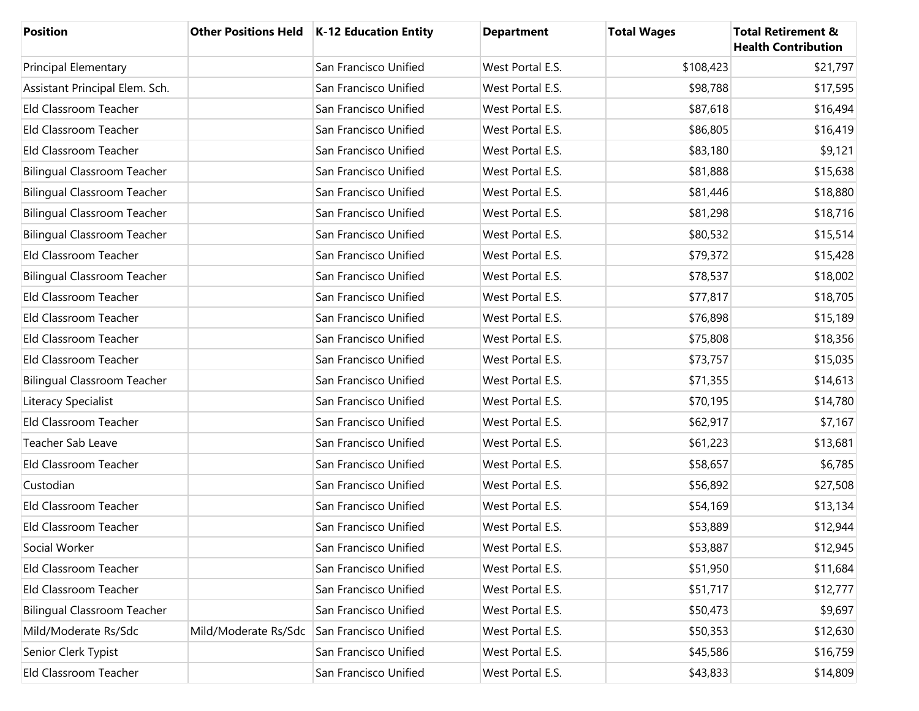| Position | Other Positions Held | K-12 Education Entity | Department | Total Wages | Total Retirement & Health Contribution |
|---|---|---|---|---|---|
| Principal Elementary | | San Francisco Unified | West Portal E.S. | $108,423 | $21,797 |
| Assistant Principal Elem. Sch. | | San Francisco Unified | West Portal E.S. | $98,788 | $17,595 |
| Eld Classroom Teacher | | San Francisco Unified | West Portal E.S. | $87,618 | $16,494 |
| Eld Classroom Teacher | | San Francisco Unified | West Portal E.S. | $86,805 | $16,419 |
| Eld Classroom Teacher | | San Francisco Unified | West Portal E.S. | $83,180 | $9,121 |
| Bilingual Classroom Teacher | | San Francisco Unified | West Portal E.S. | $81,888 | $15,638 |
| Bilingual Classroom Teacher | | San Francisco Unified | West Portal E.S. | $81,446 | $18,880 |
| Bilingual Classroom Teacher | | San Francisco Unified | West Portal E.S. | $81,298 | $18,716 |
| Bilingual Classroom Teacher | | San Francisco Unified | West Portal E.S. | $80,532 | $15,514 |
| Eld Classroom Teacher | | San Francisco Unified | West Portal E.S. | $79,372 | $15,428 |
| Bilingual Classroom Teacher | | San Francisco Unified | West Portal E.S. | $78,537 | $18,002 |
| Eld Classroom Teacher | | San Francisco Unified | West Portal E.S. | $77,817 | $18,705 |
| Eld Classroom Teacher | | San Francisco Unified | West Portal E.S. | $76,898 | $15,189 |
| Eld Classroom Teacher | | San Francisco Unified | West Portal E.S. | $75,808 | $18,356 |
| Eld Classroom Teacher | | San Francisco Unified | West Portal E.S. | $73,757 | $15,035 |
| Bilingual Classroom Teacher | | San Francisco Unified | West Portal E.S. | $71,355 | $14,613 |
| Literacy Specialist | | San Francisco Unified | West Portal E.S. | $70,195 | $14,780 |
| Eld Classroom Teacher | | San Francisco Unified | West Portal E.S. | $62,917 | $7,167 |
| Teacher Sab Leave | | San Francisco Unified | West Portal E.S. | $61,223 | $13,681 |
| Eld Classroom Teacher | | San Francisco Unified | West Portal E.S. | $58,657 | $6,785 |
| Custodian | | San Francisco Unified | West Portal E.S. | $56,892 | $27,508 |
| Eld Classroom Teacher | | San Francisco Unified | West Portal E.S. | $54,169 | $13,134 |
| Eld Classroom Teacher | | San Francisco Unified | West Portal E.S. | $53,889 | $12,944 |
| Social Worker | | San Francisco Unified | West Portal E.S. | $53,887 | $12,945 |
| Eld Classroom Teacher | | San Francisco Unified | West Portal E.S. | $51,950 | $11,684 |
| Eld Classroom Teacher | | San Francisco Unified | West Portal E.S. | $51,717 | $12,777 |
| Bilingual Classroom Teacher | | San Francisco Unified | West Portal E.S. | $50,473 | $9,697 |
| Mild/Moderate Rs/Sdc | Mild/Moderate Rs/Sdc | San Francisco Unified | West Portal E.S. | $50,353 | $12,630 |
| Senior Clerk Typist | | San Francisco Unified | West Portal E.S. | $45,586 | $16,759 |
| Eld Classroom Teacher | | San Francisco Unified | West Portal E.S. | $43,833 | $14,809 |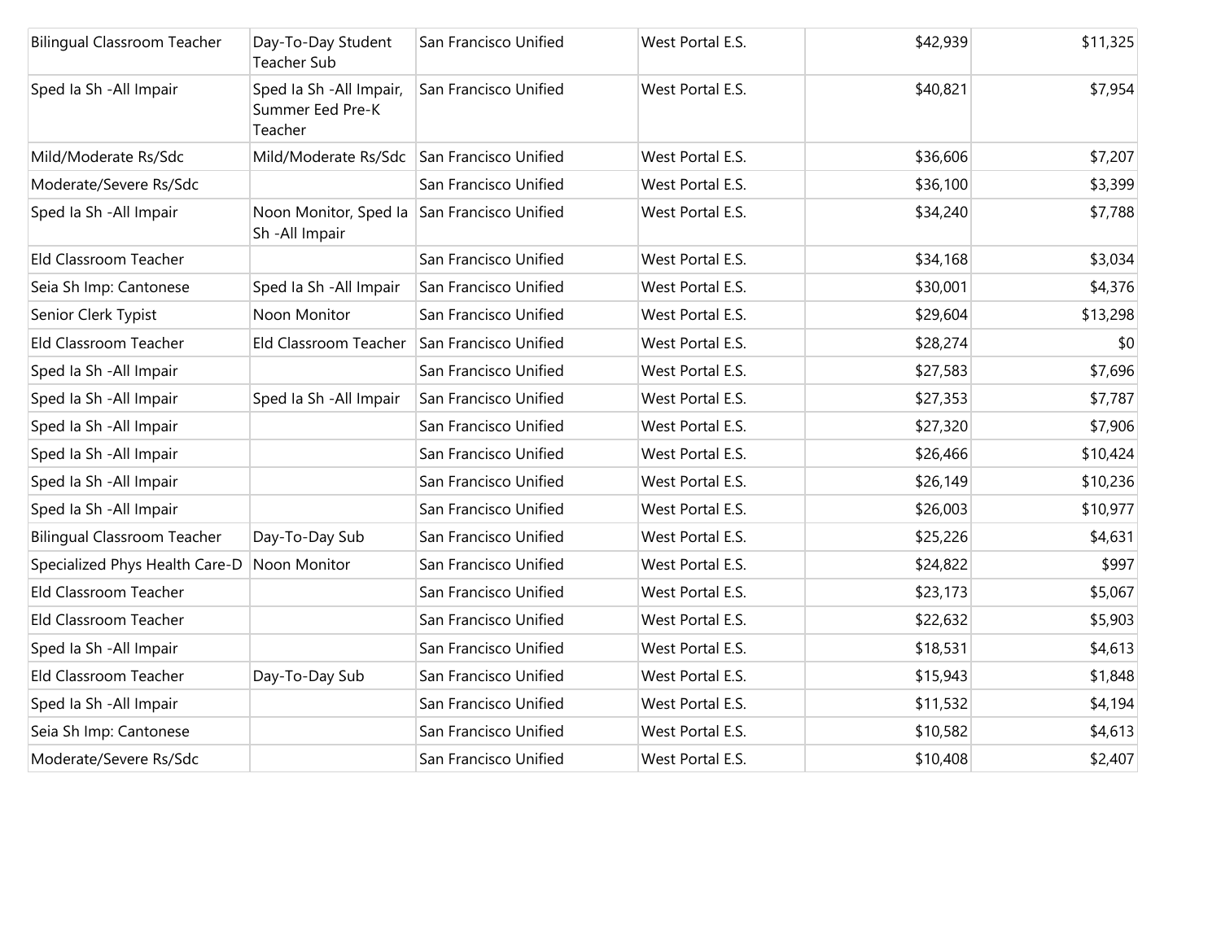| | | | | | |
|---|---|---|---|---|---|
| Bilingual Classroom Teacher | Day-To-Day Student Teacher Sub | San Francisco Unified | West Portal E.S. | $42,939 | $11,325 |
| Sped Ia Sh -All Impair | Sped Ia Sh -All Impair, Summer Eed Pre-K Teacher | San Francisco Unified | West Portal E.S. | $40,821 | $7,954 |
| Mild/Moderate Rs/Sdc | Mild/Moderate Rs/Sdc | San Francisco Unified | West Portal E.S. | $36,606 | $7,207 |
| Moderate/Severe Rs/Sdc | | San Francisco Unified | West Portal E.S. | $36,100 | $3,399 |
| Sped Ia Sh -All Impair | Noon Monitor, Sped Ia Sh -All Impair | San Francisco Unified | West Portal E.S. | $34,240 | $7,788 |
| Eld Classroom Teacher | | San Francisco Unified | West Portal E.S. | $34,168 | $3,034 |
| Seia Sh Imp: Cantonese | Sped Ia Sh -All Impair | San Francisco Unified | West Portal E.S. | $30,001 | $4,376 |
| Senior Clerk Typist | Noon Monitor | San Francisco Unified | West Portal E.S. | $29,604 | $13,298 |
| Eld Classroom Teacher | Eld Classroom Teacher | San Francisco Unified | West Portal E.S. | $28,274 | $0 |
| Sped Ia Sh -All Impair | | San Francisco Unified | West Portal E.S. | $27,583 | $7,696 |
| Sped Ia Sh -All Impair | Sped Ia Sh -All Impair | San Francisco Unified | West Portal E.S. | $27,353 | $7,787 |
| Sped Ia Sh -All Impair | | San Francisco Unified | West Portal E.S. | $27,320 | $7,906 |
| Sped Ia Sh -All Impair | | San Francisco Unified | West Portal E.S. | $26,466 | $10,424 |
| Sped Ia Sh -All Impair | | San Francisco Unified | West Portal E.S. | $26,149 | $10,236 |
| Sped Ia Sh -All Impair | | San Francisco Unified | West Portal E.S. | $26,003 | $10,977 |
| Bilingual Classroom Teacher | Day-To-Day Sub | San Francisco Unified | West Portal E.S. | $25,226 | $4,631 |
| Specialized Phys Health Care-D | Noon Monitor | San Francisco Unified | West Portal E.S. | $24,822 | $997 |
| Eld Classroom Teacher | | San Francisco Unified | West Portal E.S. | $23,173 | $5,067 |
| Eld Classroom Teacher | | San Francisco Unified | West Portal E.S. | $22,632 | $5,903 |
| Sped Ia Sh -All Impair | | San Francisco Unified | West Portal E.S. | $18,531 | $4,613 |
| Eld Classroom Teacher | Day-To-Day Sub | San Francisco Unified | West Portal E.S. | $15,943 | $1,848 |
| Sped Ia Sh -All Impair | | San Francisco Unified | West Portal E.S. | $11,532 | $4,194 |
| Seia Sh Imp: Cantonese | | San Francisco Unified | West Portal E.S. | $10,582 | $4,613 |
| Moderate/Severe Rs/Sdc | | San Francisco Unified | West Portal E.S. | $10,408 | $2,407 |